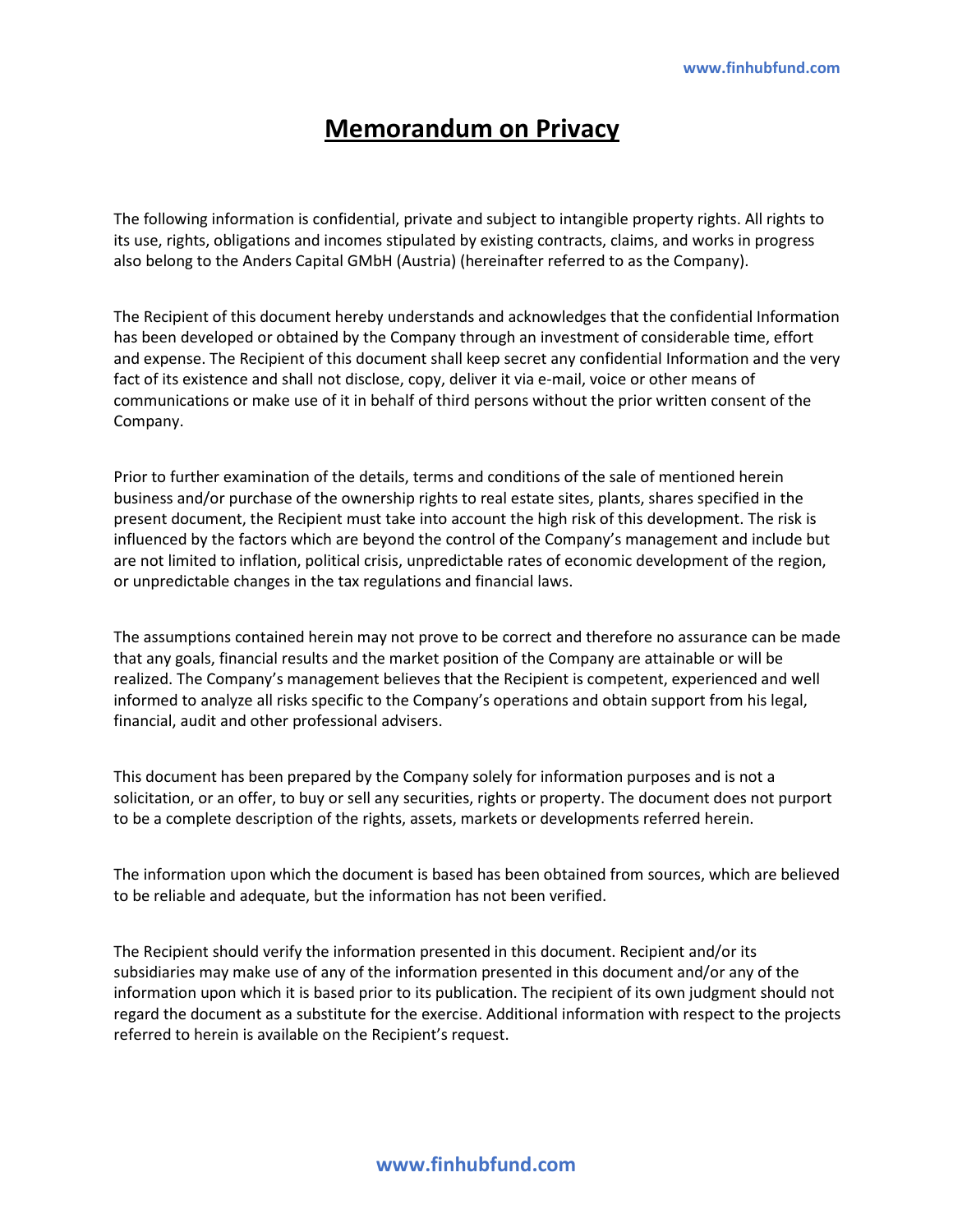# Memorandum on Privacy

The following information is confidential, private and subject to intangible property rights. All rights to its use, rights, obligations and incomes stipulated by existing contracts, claims, and works in progress also belong to the Anders Capital GMbH (Austria) (hereinafter referred to as the Company).

The Recipient of this document hereby understands and acknowledges that the confidential Information has been developed or obtained by the Company through an investment of considerable time, effort and expense. The Recipient of this document shall keep secret any confidential Information and the very fact of its existence and shall not disclose, copy, deliver it via e-mail, voice or other means of communications or make use of it in behalf of third persons without the prior written consent of the Company.

Prior to further examination of the details, terms and conditions of the sale of mentioned herein business and/or purchase of the ownership rights to real estate sites, plants, shares specified in the present document, the Recipient must take into account the high risk of this development. The risk is influenced by the factors which are beyond the control of the Company's management and include but are not limited to inflation, political crisis, unpredictable rates of economic development of the region, or unpredictable changes in the tax regulations and financial laws.

The assumptions contained herein may not prove to be correct and therefore no assurance can be made that any goals, financial results and the market position of the Company are attainable or will be realized. The Company's management believes that the Recipient is competent, experienced and well informed to analyze all risks specific to the Company's operations and obtain support from his legal, financial, audit and other professional advisers.

This document has been prepared by the Company solely for information purposes and is not a solicitation, or an offer, to buy or sell any securities, rights or property. The document does not purport to be a complete description of the rights, assets, markets or developments referred herein.

The information upon which the document is based has been obtained from sources, which are believed to be reliable and adequate, but the information has not been verified.

The Recipient should verify the information presented in this document. Recipient and/or its subsidiaries may make use of any of the information presented in this document and/or any of the information upon which it is based prior to its publication. The recipient of its own judgment should not regard the document as a substitute for the exercise. Additional information with respect to the projects referred to herein is available on the Recipient's request.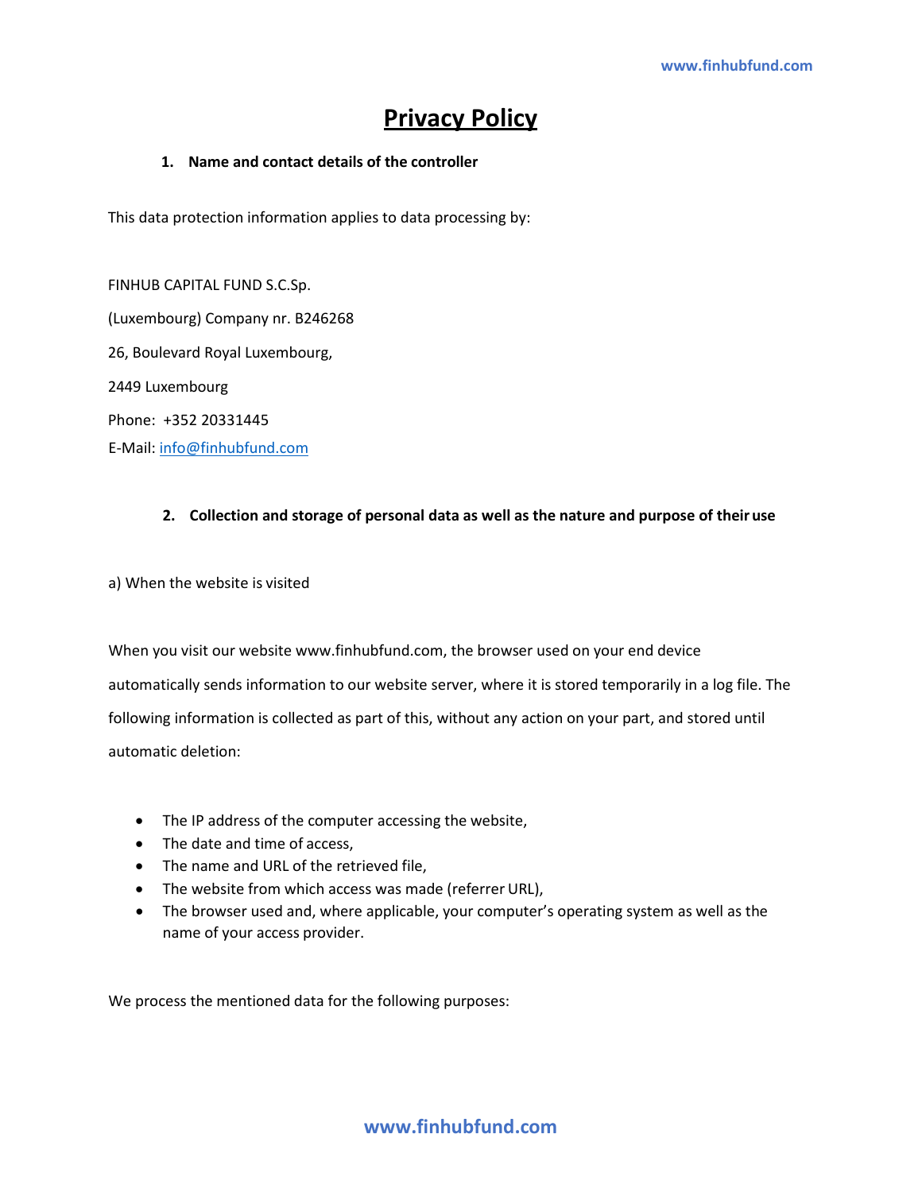# Privacy Policy

## 1. Name and contact details of the controller

This data protection information applies to data processing by:

FINHUB CAPITAL FUND S.C.Sp.

(Luxembourg) Company nr. B246268

26, Boulevard Royal Luxembourg,

2449 Luxembourg

Phone: +352 20331445

E-Mail: info@finhubfund.com

## 2. Collection and storage of personal data as well as the nature and purpose of their use

a) When the website is visited

When you visit our website www.finhubfund.com, the browser used on your end device automatically sends information to our website server, where it is stored temporarily in a log file. The following information is collected as part of this, without any action on your part, and stored until automatic deletion:

- The IP address of the computer accessing the website,
- The date and time of access,
- The name and URL of the retrieved file,
- The website from which access was made (referrer URL),
- The browser used and, where applicable, your computer's operating system as well as the name of your access provider.

We process the mentioned data for the following purposes: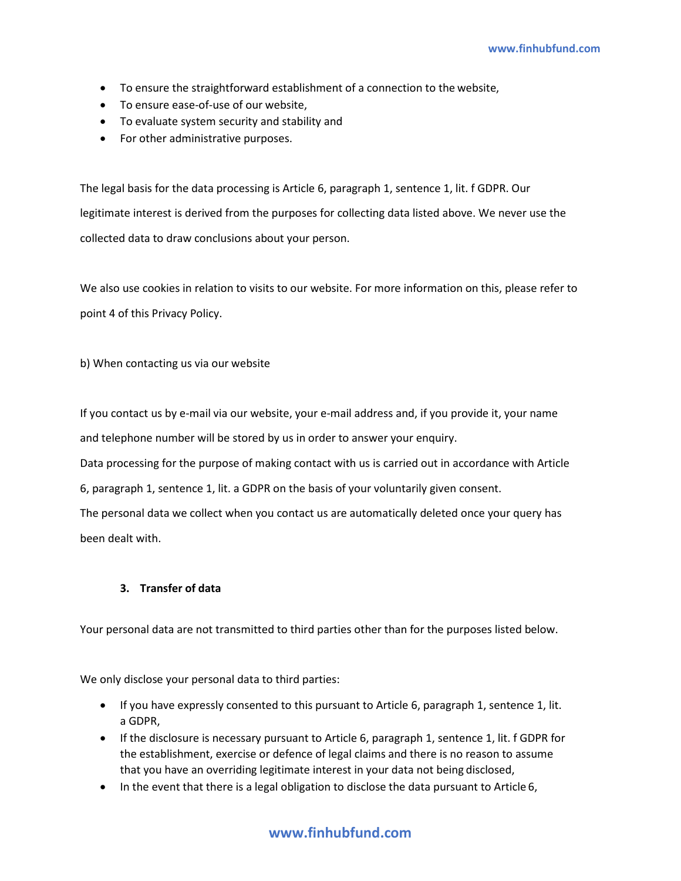- To ensure the straightforward establishment of a connection to the website,
- To ensure ease-of-use of our website,
- To evaluate system security and stability and
- For other administrative purposes.

The legal basis for the data processing is Article 6, paragraph 1, sentence 1, lit. f GDPR. Our legitimate interest is derived from the purposes for collecting data listed above. We never use the collected data to draw conclusions about your person.

We also use cookies in relation to visits to our website. For more information on this, please refer to point 4 of this Privacy Policy.

b) When contacting us via our website

If you contact us by e-mail via our website, your e-mail address and, if you provide it, your name and telephone number will be stored by us in order to answer your enquiry.
Data processing for the purpose of making contact with us is carried out in accordance with Article 6, paragraph 1, sentence 1, lit. a GDPR on the basis of your voluntarily given consent.
The personal data we collect when you contact us are automatically deleted once your query has been dealt with.

### 3. Transfer of data

Your personal data are not transmitted to third parties other than for the purposes listed below.

We only disclose your personal data to third parties:

- If you have expressly consented to this pursuant to Article 6, paragraph 1, sentence 1, lit. a GDPR,
- If the disclosure is necessary pursuant to Article 6, paragraph 1, sentence 1, lit. f GDPR for the establishment, exercise or defence of legal claims and there is no reason to assume that you have an overriding legitimate interest in your data not being disclosed,
- In the event that there is a legal obligation to disclose the data pursuant to Article 6,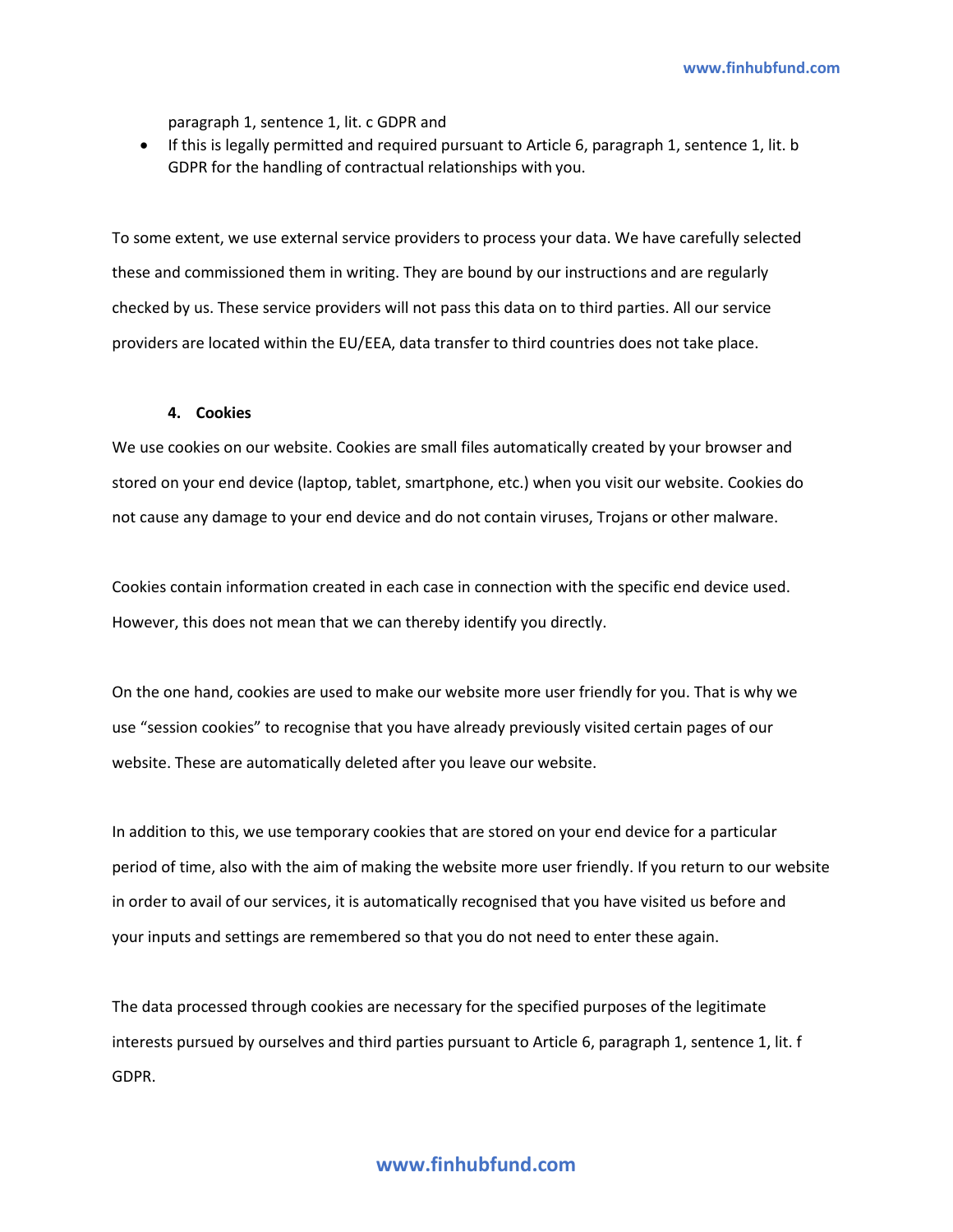paragraph 1, sentence 1, lit. c GDPR and
- If this is legally permitted and required pursuant to Article 6, paragraph 1, sentence 1, lit. b GDPR for the handling of contractual relationships with you.

To some extent, we use external service providers to process your data. We have carefully selected these and commissioned them in writing. They are bound by our instructions and are regularly checked by us. These service providers will not pass this data on to third parties. All our service providers are located within the EU/EEA, data transfer to third countries does not take place.

## 4. Cookies

We use cookies on our website. Cookies are small files automatically created by your browser and stored on your end device (laptop, tablet, smartphone, etc.) when you visit our website. Cookies do not cause any damage to your end device and do not contain viruses, Trojans or other malware.

Cookies contain information created in each case in connection with the specific end device used. However, this does not mean that we can thereby identify you directly.

On the one hand, cookies are used to make our website more user friendly for you. That is why we use "session cookies" to recognise that you have already previously visited certain pages of our website. These are automatically deleted after you leave our website.

In addition to this, we use temporary cookies that are stored on your end device for a particular period of time, also with the aim of making the website more user friendly. If you return to our website in order to avail of our services, it is automatically recognised that you have visited us before and your inputs and settings are remembered so that you do not need to enter these again.

The data processed through cookies are necessary for the specified purposes of the legitimate interests pursued by ourselves and third parties pursuant to Article 6, paragraph 1, sentence 1, lit. f GDPR.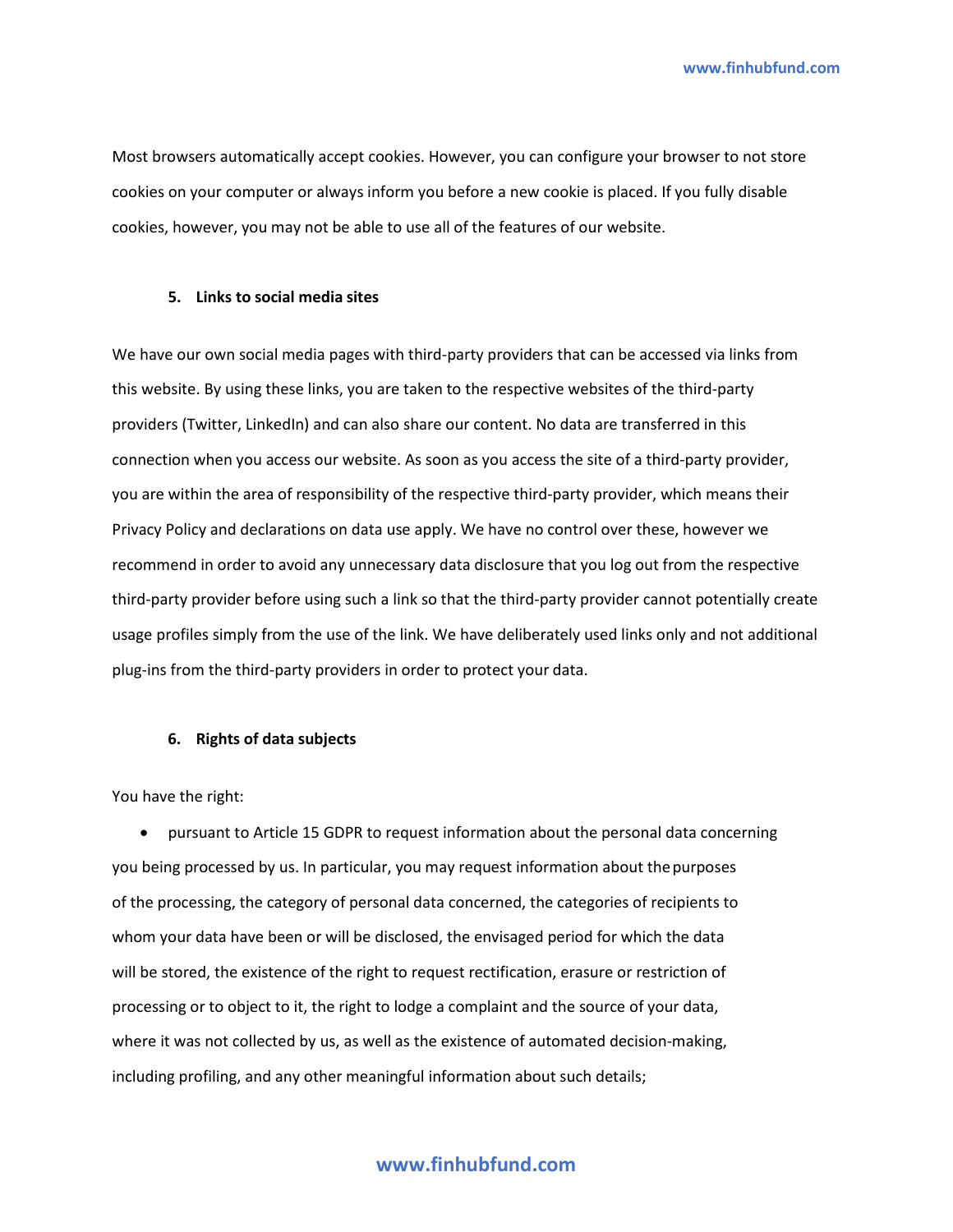Most browsers automatically accept cookies. However, you can configure your browser to not store cookies on your computer or always inform you before a new cookie is placed. If you fully disable cookies, however, you may not be able to use all of the features of our website.

### 5. Links to social media sites

We have our own social media pages with third-party providers that can be accessed via links from this website. By using these links, you are taken to the respective websites of the third-party providers (Twitter, LinkedIn) and can also share our content. No data are transferred in this connection when you access our website. As soon as you access the site of a third-party provider, you are within the area of responsibility of the respective third-party provider, which means their Privacy Policy and declarations on data use apply. We have no control over these, however we recommend in order to avoid any unnecessary data disclosure that you log out from the respective third-party provider before using such a link so that the third-party provider cannot potentially create usage profiles simply from the use of the link. We have deliberately used links only and not additional plug-ins from the third-party providers in order to protect your data.

### 6. Rights of data subjects

You have the right:

- pursuant to Article 15 GDPR to request information about the personal data concerning you being processed by us. In particular, you may request information about the purposes of the processing, the category of personal data concerned, the categories of recipients to whom your data have been or will be disclosed, the envisaged period for which the data will be stored, the existence of the right to request rectification, erasure or restriction of processing or to object to it, the right to lodge a complaint and the source of your data, where it was not collected by us, as well as the existence of automated decision-making, including profiling, and any other meaningful information about such details;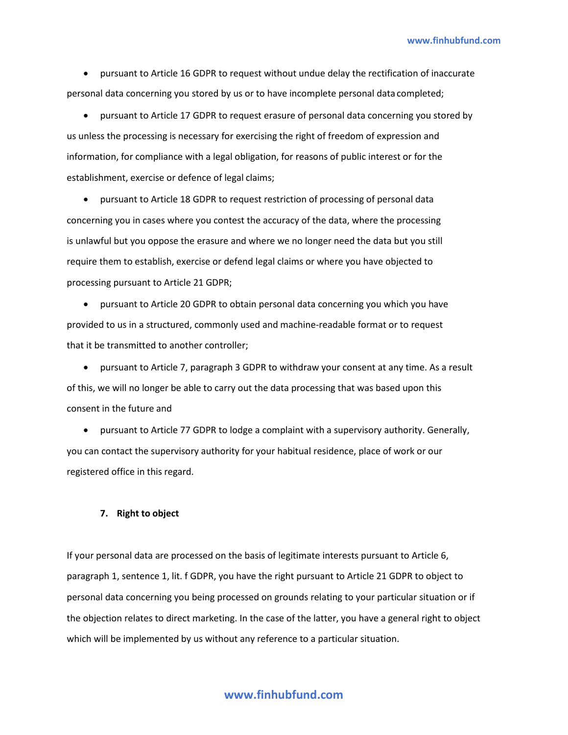- pursuant to Article 16 GDPR to request without undue delay the rectification of inaccurate personal data concerning you stored by us or to have incomplete personal data completed;
- pursuant to Article 17 GDPR to request erasure of personal data concerning you stored by us unless the processing is necessary for exercising the right of freedom of expression and information, for compliance with a legal obligation, for reasons of public interest or for the establishment, exercise or defence of legal claims;
- pursuant to Article 18 GDPR to request restriction of processing of personal data concerning you in cases where you contest the accuracy of the data, where the processing is unlawful but you oppose the erasure and where we no longer need the data but you still require them to establish, exercise or defend legal claims or where you have objected to processing pursuant to Article 21 GDPR;
- pursuant to Article 20 GDPR to obtain personal data concerning you which you have provided to us in a structured, commonly used and machine-readable format or to request that it be transmitted to another controller;
- pursuant to Article 7, paragraph 3 GDPR to withdraw your consent at any time. As a result of this, we will no longer be able to carry out the data processing that was based upon this consent in the future and
- pursuant to Article 77 GDPR to lodge a complaint with a supervisory authority. Generally, you can contact the supervisory authority for your habitual residence, place of work or our registered office in this regard.

## 7. Right to object

If your personal data are processed on the basis of legitimate interests pursuant to Article 6, paragraph 1, sentence 1, lit. f GDPR, you have the right pursuant to Article 21 GDPR to object to personal data concerning you being processed on grounds relating to your particular situation or if the objection relates to direct marketing. In the case of the latter, you have a general right to object which will be implemented by us without any reference to a particular situation.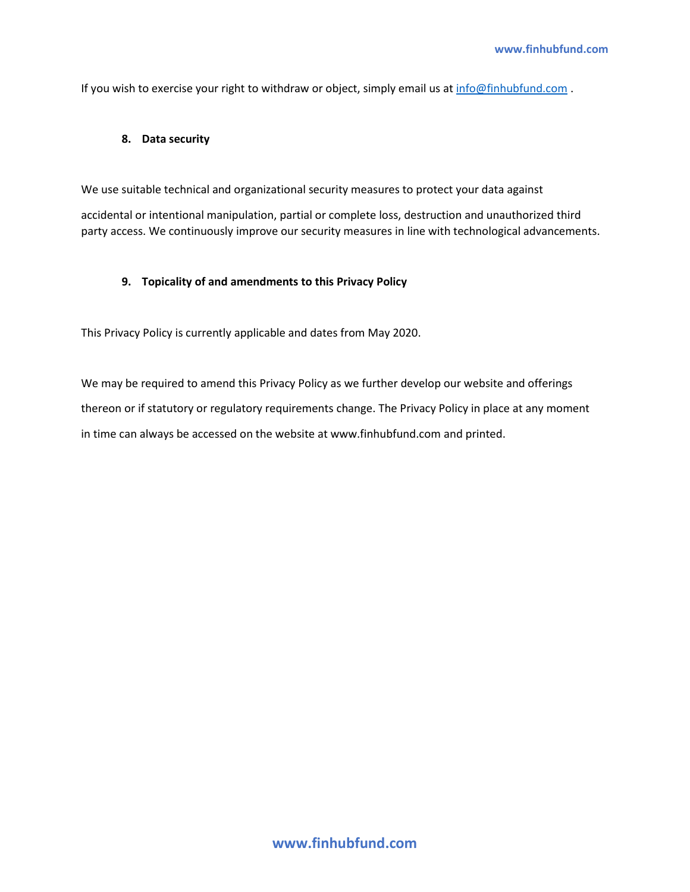If you wish to exercise your right to withdraw or object, simply email us at info@finhubfund.com .

## 8. Data security

We use suitable technical and organizational security measures to protect your data against accidental or intentional manipulation, partial or complete loss, destruction and unauthorized third party access. We continuously improve our security measures in line with technological advancements.

## 9. Topicality of and amendments to this Privacy Policy

This Privacy Policy is currently applicable and dates from May 2020.

We may be required to amend this Privacy Policy as we further develop our website and offerings thereon or if statutory or regulatory requirements change. The Privacy Policy in place at any moment in time can always be accessed on the website at www.finhubfund.com and printed.